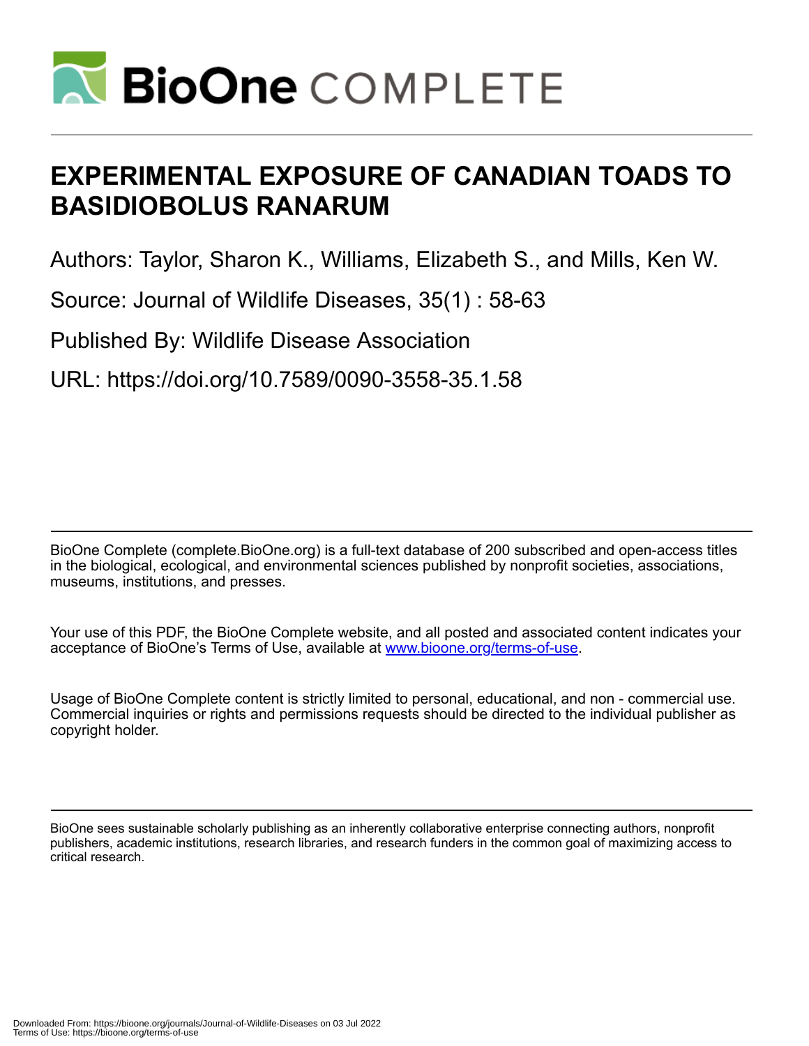# EXPERIMENTAL EXPOSURE OF CANADIAN TOADS TO BASIDIOBOLUS RANARUM

Authors: Taylor, Sharon K., Williams, Elizabeth S., and Mills, Ken W.

Source: Journal of Wildlife Diseases, 35(1) : 58-63

Published By: Wildlife Disease Association

URL: https://doi.org/10.7589/0090-3558-35.1.58

BioOne Complete (complete.BioOne.org) is a full-text database of 200 subscribed and open-access titles in the biological, ecological, and environmental sciences published by nonprofit societies, associations, museums, institutions, and presses.

Your use of this PDF, the BioOne Complete website, and all posted and associated content indicates your acceptance of BioOne's Terms of Use, available at www.bioone.org/terms-of-use.

Usage of BioOne Complete content is strictly limited to personal, educational, and non - commercial use. Commercial inquiries or rights and permissions requests should be directed to the individual publisher as copyright holder.

BioOne sees sustainable scholarly publishing as an inherently collaborative enterprise connecting authors, nonprofit publishers, academic institutions, research libraries, and research funders in the common goal of maximizing access to critical research.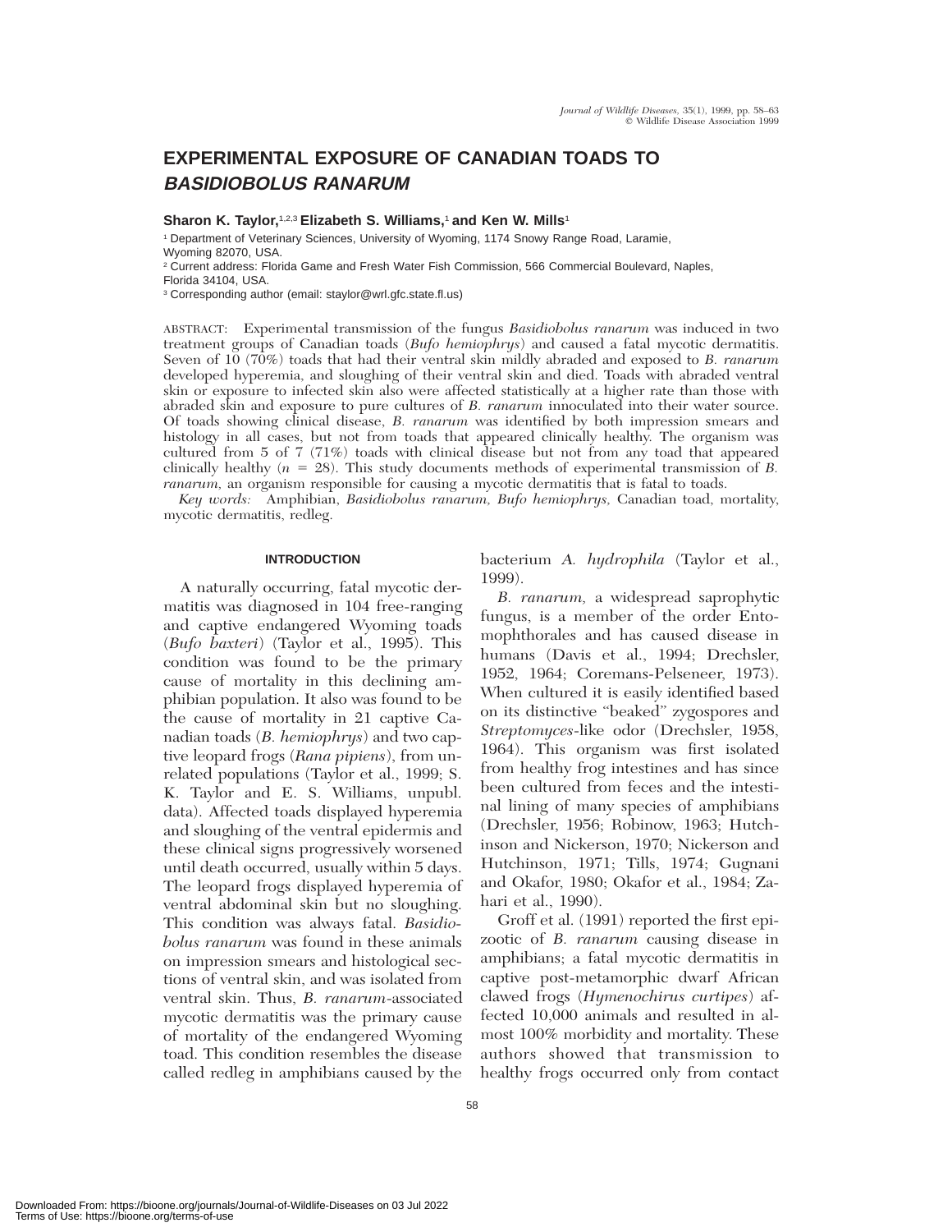# EXPERIMENTAL EXPOSURE OF CANADIAN TOADS TO *BASIDIOBOLUS RANARUM*

**Sharon K. Taylor,**[1,2,3] **Elizabeth S. Williams,**[1] **and Ken W. Mills**[1]

[1] Department of Veterinary Sciences, University of Wyoming, 1174 Snowy Range Road, Laramie, Wyoming 82070, USA.
[2] Current address: Florida Game and Fresh Water Fish Commission, 566 Commercial Boulevard, Naples, Florida 34104, USA.
[3] Corresponding author (email: staylor@wrl.gfc.state.fl.us)

ABSTRACT: Experimental transmission of the fungus *Basidiobolus ranarum* was induced in two treatment groups of Canadian toads (*Bufo hemiophrys*) and caused a fatal mycotic dermatitis. Seven of 10 (70%) toads that had their ventral skin mildly abraded and exposed to *B. ranarum* developed hyperemia, and sloughing of their ventral skin and died. Toads with abraded ventral skin or exposure to infected skin also were affected statistically at a higher rate than those with abraded skin and exposure to pure cultures of *B. ranarum* innoculated into their water source. Of toads showing clinical disease, *B. ranarum* was identified by both impression smears and histology in all cases, but not from toads that appeared clinically healthy. The organism was cultured from 5 of 7 (71%) toads with clinical disease but not from any toad that appeared clinically healthy ($n = 28$). This study documents methods of experimental transmission of *B. ranarum,* an organism responsible for causing a mycotic dermatitis that is fatal to toads.

*Key words:* Amphibian, *Basidiobolus ranarum, Bufo hemiophrys,* Canadian toad, mortality, mycotic dermatitis, redleg.

## INTRODUCTION

A naturally occurring, fatal mycotic dermatitis was diagnosed in 104 free-ranging and captive endangered Wyoming toads (*Bufo baxteri*) (Taylor et al., 1995). This condition was found to be the primary cause of mortality in this declining amphibian population. It also was found to be the cause of mortality in 21 captive Canadian toads (*B. hemiophrys*) and two captive leopard frogs (*Rana pipiens*), from unrelated populations (Taylor et al., 1999; S. K. Taylor and E. S. Williams, unpubl. data). Affected toads displayed hyperemia and sloughing of the ventral epidermis and these clinical signs progressively worsened until death occurred, usually within 5 days. The leopard frogs displayed hyperemia of ventral abdominal skin but no sloughing. This condition was always fatal. *Basidiobolus ranarum* was found in these animals on impression smears and histological sections of ventral skin, and was isolated from ventral skin. Thus, *B. ranarum*-associated mycotic dermatitis was the primary cause of mortality of the endangered Wyoming toad. This condition resembles the disease called redleg in amphibians caused by the bacterium *A. hydrophila* (Taylor et al., 1999).

*B. ranarum,* a widespread saprophytic fungus, is a member of the order Entomophthorales and has caused disease in humans (Davis et al., 1994; Drechsler, 1952, 1964; Coremans-Pelseneer, 1973). When cultured it is easily identified based on its distinctive "beaked" zygospores and *Streptomyces*-like odor (Drechsler, 1958, 1964). This organism was first isolated from healthy frog intestines and has since been cultured from feces and the intestinal lining of many species of amphibians (Drechsler, 1956; Robinow, 1963; Hutchinson and Nickerson, 1970; Nickerson and Hutchinson, 1971; Tills, 1974; Gugnani and Okafor, 1980; Okafor et al., 1984; Zahari et al., 1990).

Groff et al. (1991) reported the first epizootic of *B. ranarum* causing disease in amphibians; a fatal mycotic dermatitis in captive post-metamorphic dwarf African clawed frogs (*Hymenochirus curtipes*) affected 10,000 animals and resulted in almost 100% morbidity and mortality. These authors showed that transmission to healthy frogs occurred only from contact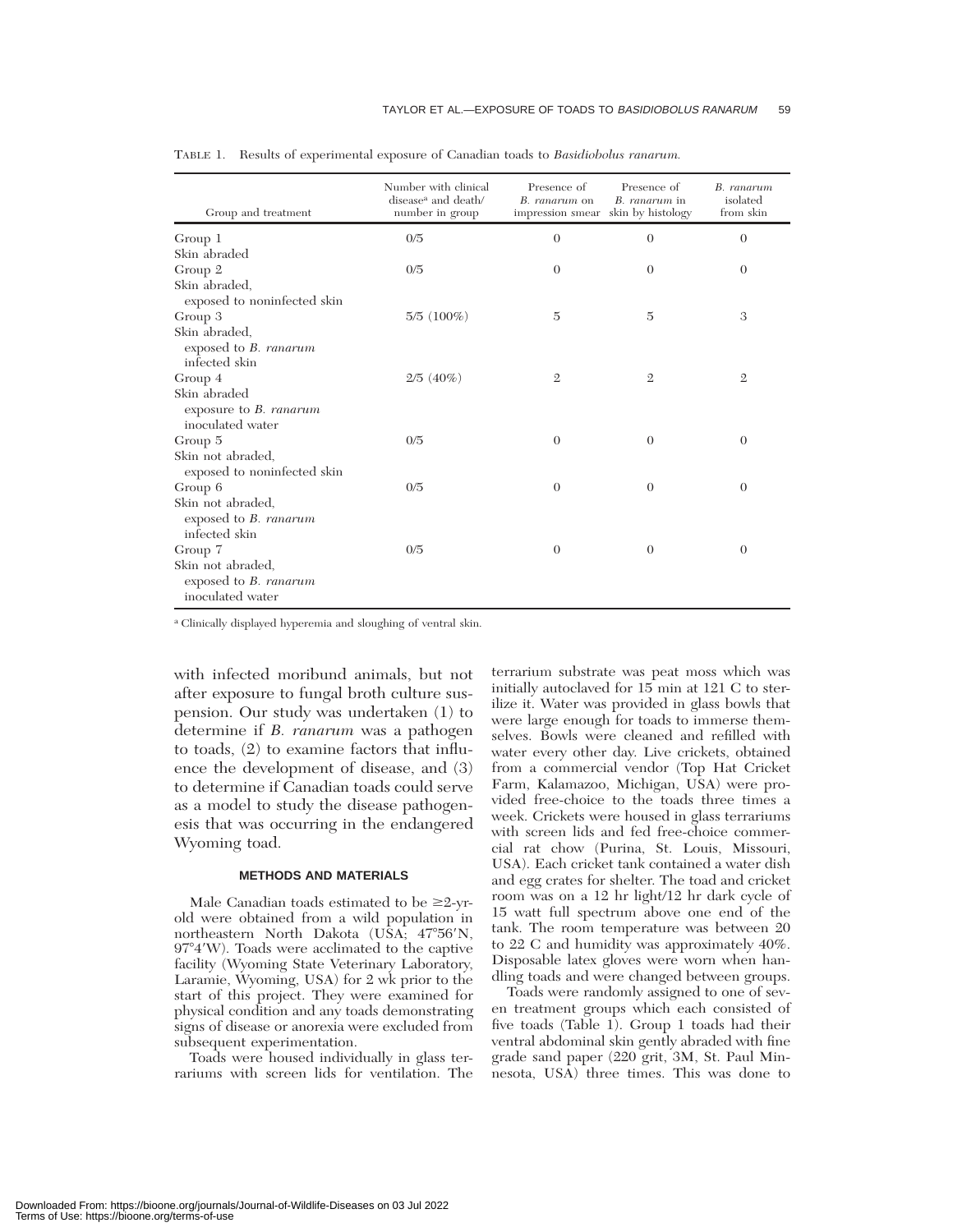TABLE 1. Results of experimental exposure of Canadian toads to *Basidiobolus ranarum.*

| Group and treatment | Number with clinical disease[a] and death/ number in group | Presence of *B. ranarum* on impression smear | Presence of *B. ranarum* in skin by histology | *B. ranarum* isolated from skin |
|---|---|---|---|---|
| Group 1<br>Skin abraded | 0/5 | 0 | 0 | 0 |
| Group 2<br>Skin abraded,<br>exposed to noninfected skin | 0/5 | 0 | 0 | 0 |
| Group 3<br>Skin abraded,<br>exposed to *B. ranarum* infected skin | 5/5 (100%) | 5 | 5 | 3 |
| Group 4<br>Skin abraded<br>exposure to *B. ranarum* inoculated water | 2/5 (40%) | 2 | 2 | 2 |
| Group 5<br>Skin not abraded,<br>exposed to noninfected skin | 0/5 | 0 | 0 | 0 |
| Group 6<br>Skin not abraded,<br>exposed to *B. ranarum* infected skin | 0/5 | 0 | 0 | 0 |
| Group 7<br>Skin not abraded,<br>exposed to *B. ranarum* inoculated water | 0/5 | 0 | 0 | 0 |

[a] Clinically displayed hyperemia and sloughing of ventral skin.

with infected moribund animals, but not after exposure to fungal broth culture suspension. Our study was undertaken (1) to determine if *B. ranarum* was a pathogen to toads, (2) to examine factors that influence the development of disease, and (3) to determine if Canadian toads could serve as a model to study the disease pathogenesis that was occurring in the endangered Wyoming toad.

## METHODS AND MATERIALS

Male Canadian toads estimated to be ≥2-yr-old were obtained from a wild population in northeastern North Dakota (USA; 47°56′N, 97°4′W). Toads were acclimated to the captive facility (Wyoming State Veterinary Laboratory, Laramie, Wyoming, USA) for 2 wk prior to the start of this project. They were examined for physical condition and any toads demonstrating signs of disease or anorexia were excluded from subsequent experimentation.

Toads were housed individually in glass terrariums with screen lids for ventilation. The terrarium substrate was peat moss which was initially autoclaved for 15 min at 121 C to sterilize it. Water was provided in glass bowls that were large enough for toads to immerse themselves. Bowls were cleaned and refilled with water every other day. Live crickets, obtained from a commercial vendor (Top Hat Cricket Farm, Kalamazoo, Michigan, USA) were provided free-choice to the toads three times a week. Crickets were housed in glass terrariums with screen lids and fed free-choice commercial rat chow (Purina, St. Louis, Missouri, USA). Each cricket tank contained a water dish and egg crates for shelter. The toad and cricket room was on a 12 hr light/12 hr dark cycle of 15 watt full spectrum above one end of the tank. The room temperature was between 20 to 22 C and humidity was approximately 40%. Disposable latex gloves were worn when handling toads and were changed between groups.

Toads were randomly assigned to one of seven treatment groups which each consisted of five toads (Table 1). Group 1 toads had their ventral abdominal skin gently abraded with fine grade sand paper (220 grit, 3M, St. Paul Minnesota, USA) three times. This was done to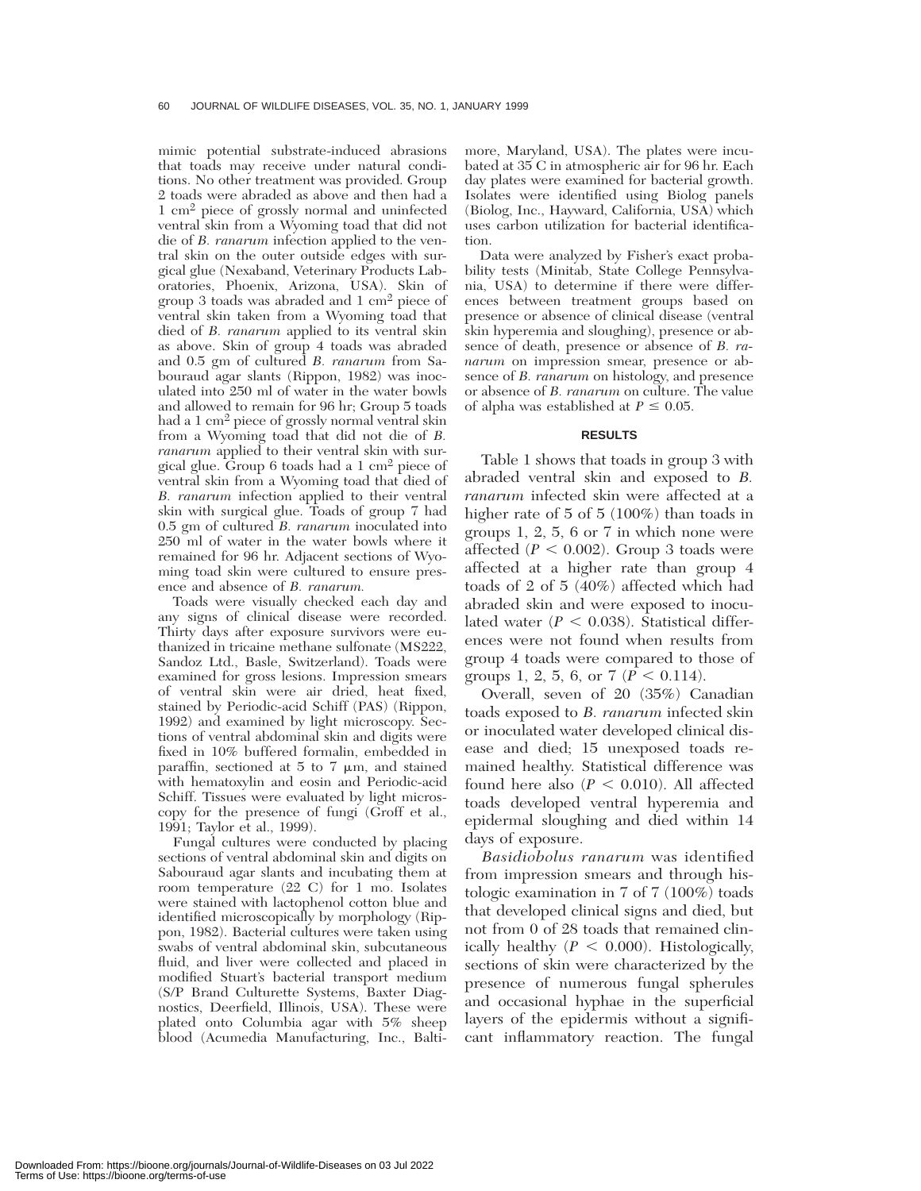mimic potential substrate-induced abrasions that toads may receive under natural conditions. No other treatment was provided. Group 2 toads were abraded as above and then had a 1 cm$^2$ piece of grossly normal and uninfected ventral skin from a Wyoming toad that did not die of *B. ranarum* infection applied to the ventral skin on the outer outside edges with surgical glue (Nexaband, Veterinary Products Laboratories, Phoenix, Arizona, USA). Skin of group 3 toads was abraded and 1 cm$^2$ piece of ventral skin taken from a Wyoming toad that died of *B. ranarum* applied to its ventral skin as above. Skin of group 4 toads was abraded and 0.5 gm of cultured *B. ranarum* from Sabouraud agar slants (Rippon, 1982) was inoculated into 250 ml of water in the water bowls and allowed to remain for 96 hr; Group 5 toads had a 1 cm$^2$ piece of grossly normal ventral skin from a Wyoming toad that did not die of *B. ranarum* applied to their ventral skin with surgical glue. Group 6 toads had a 1 cm$^2$ piece of ventral skin from a Wyoming toad that died of *B. ranarum* infection applied to their ventral skin with surgical glue. Toads of group 7 had 0.5 gm of cultured *B. ranarum* inoculated into 250 ml of water in the water bowls where it remained for 96 hr. Adjacent sections of Wyoming toad skin were cultured to ensure presence and absence of *B. ranarum.*

Toads were visually checked each day and any signs of clinical disease were recorded. Thirty days after exposure survivors were euthanized in tricaine methane sulfonate (MS222, Sandoz Ltd., Basle, Switzerland). Toads were examined for gross lesions. Impression smears of ventral skin were air dried, heat fixed, stained by Periodic-acid Schiff (PAS) (Rippon, 1992) and examined by light microscopy. Sections of ventral abdominal skin and digits were fixed in 10% buffered formalin, embedded in paraffin, sectioned at 5 to 7 μm, and stained with hematoxylin and eosin and Periodic-acid Schiff. Tissues were evaluated by light microscopy for the presence of fungi (Groff et al., 1991; Taylor et al., 1999).

Fungal cultures were conducted by placing sections of ventral abdominal skin and digits on Sabouraud agar slants and incubating them at room temperature (22 C) for 1 mo. Isolates were stained with lactophenol cotton blue and identified microscopically by morphology (Rippon, 1982). Bacterial cultures were taken using swabs of ventral abdominal skin, subcutaneous fluid, and liver were collected and placed in modified Stuart's bacterial transport medium (S/P Brand Culturette Systems, Baxter Diagnostics, Deerfield, Illinois, USA). These were plated onto Columbia agar with 5% sheep blood (Acumedia Manufacturing, Inc., Baltimore, Maryland, USA). The plates were incubated at 35 C in atmospheric air for 96 hr. Each day plates were examined for bacterial growth. Isolates were identified using Biolog panels (Biolog, Inc., Hayward, California, USA) which uses carbon utilization for bacterial identification.

Data were analyzed by Fisher's exact probability tests (Minitab, State College Pennsylvania, USA) to determine if there were differences between treatment groups based on presence or absence of clinical disease (ventral skin hyperemia and sloughing), presence or absence of death, presence or absence of *B. ranarum* on impression smear, presence or absence of *B. ranarum* on histology, and presence or absence of *B. ranarum* on culture. The value of alpha was established at $P \leq 0.05$.

## RESULTS

Table 1 shows that toads in group 3 with abraded ventral skin and exposed to *B. ranarum* infected skin were affected at a higher rate of 5 of 5 (100%) than toads in groups 1, 2, 5, 6 or 7 in which none were affected ($P < 0.002$). Group 3 toads were affected at a higher rate than group 4 toads of 2 of 5 (40%) affected which had abraded skin and were exposed to inoculated water ($P < 0.038$). Statistical differences were not found when results from group 4 toads were compared to those of groups 1, 2, 5, 6, or 7 ($P < 0.114$).

Overall, seven of 20 (35%) Canadian toads exposed to *B. ranarum* infected skin or inoculated water developed clinical disease and died; 15 unexposed toads remained healthy. Statistical difference was found here also ($P < 0.010$). All affected toads developed ventral hyperemia and epidermal sloughing and died within 14 days of exposure.

*Basidiobolus ranarum* was identified from impression smears and through histologic examination in 7 of 7 (100%) toads that developed clinical signs and died, but not from 0 of 28 toads that remained clinically healthy ($P < 0.000$). Histologically, sections of skin were characterized by the presence of numerous fungal spherules and occasional hyphae in the superficial layers of the epidermis without a significant inflammatory reaction. The fungal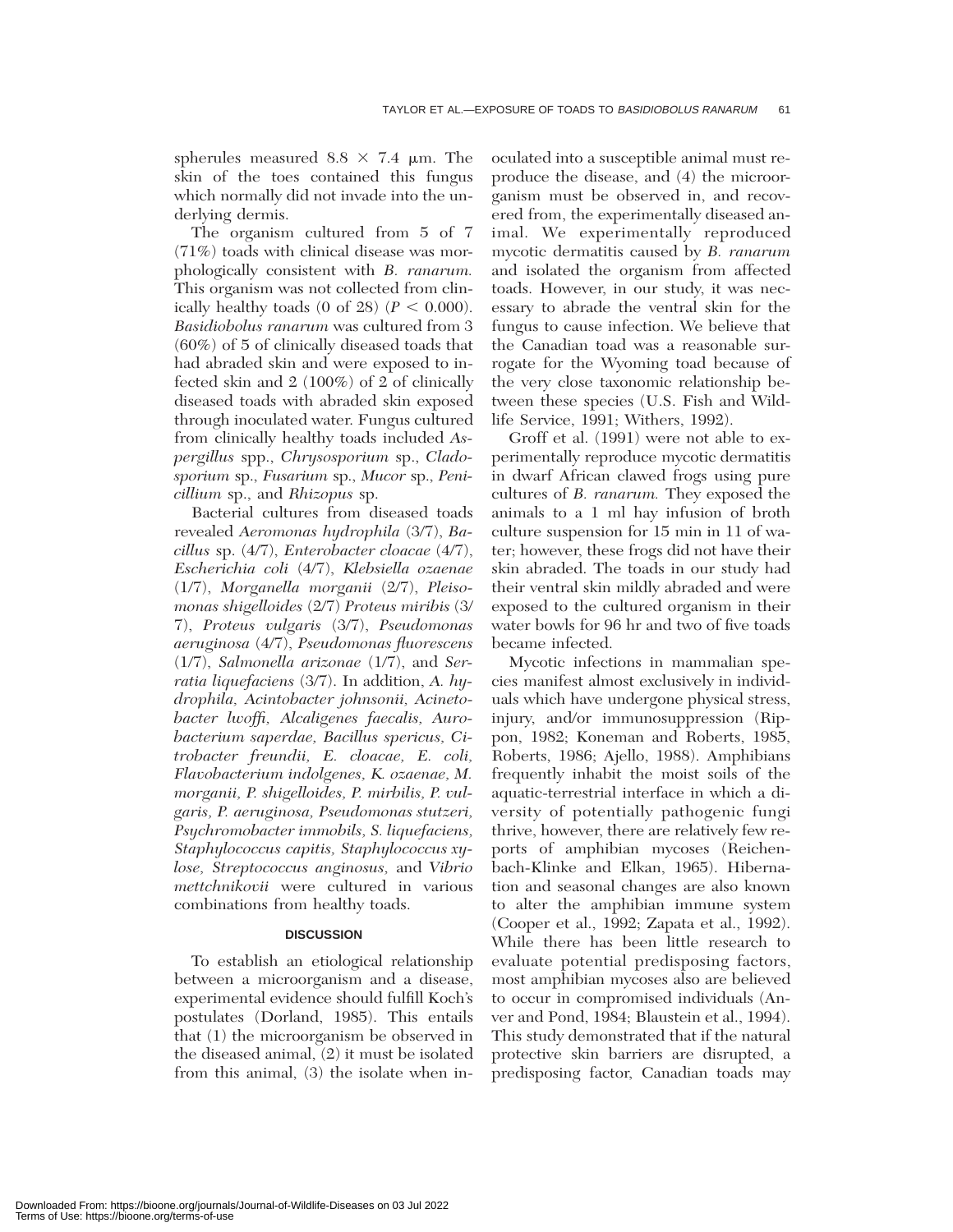spherules measured $8.8 \times 7.4$ µm. The skin of the toes contained this fungus which normally did not invade into the underlying dermis.

The organism cultured from 5 of 7 (71%) toads with clinical disease was morphologically consistent with *B. ranarum.* This organism was not collected from clinically healthy toads (0 of 28) ($P < 0.000$). *Basidiobolus ranarum* was cultured from 3 (60%) of 5 of clinically diseased toads that had abraded skin and were exposed to infected skin and 2 (100%) of 2 of clinically diseased toads with abraded skin exposed through inoculated water. Fungus cultured from clinically healthy toads included *Aspergillus* spp., *Chrysosporium* sp., *Cladosporium* sp., *Fusarium* sp., *Mucor* sp., *Penicillium* sp., and *Rhizopus* sp.

Bacterial cultures from diseased toads revealed *Aeromonas hydrophila* (3/7), *Bacillus* sp. (4/7), *Enterobacter cloacae* (4/7), *Escherichia coli* (4/7), *Klebsiella ozaenae* (1/7), *Morganella morganii* (2/7), *Pleisomonas shigelloides* (2/7) *Proteus miribis* (3/7), *Proteus vulgaris* (3/7), *Pseudomonas aeruginosa* (4/7), *Pseudomonas fluorescens* (1/7), *Salmonella arizonae* (1/7), and *Serratia liquefaciens* (3/7). In addition, *A. hydrophila, Acintobacter johnsonii, Acinetobacter lwoffi, Alcaligenes faecalis, Aurobacterium saperdae, Bacillus spericus, Citrobacter freundii, E. cloacae, E. coli, Flavobacterium indolgenes, K. ozaenae, M. morganii, P. shigelloides, P. mirbilis, P. vulgaris, P. aeruginosa, Pseudomonas stutzeri, Psychromobacter immobils, S. liquefaciens, Staphylococcus capitis, Staphylococcus xylose, Streptococcus anginosus,* and *Vibrio mettchnikovii* were cultured in various combinations from healthy toads.

## DISCUSSION

To establish an etiological relationship between a microorganism and a disease, experimental evidence should fulfill Koch's postulates (Dorland, 1985). This entails that (1) the microorganism be observed in the diseased animal, (2) it must be isolated from this animal, (3) the isolate when inoculated into a susceptible animal must reproduce the disease, and (4) the microorganism must be observed in, and recovered from, the experimentally diseased animal. We experimentally reproduced mycotic dermatitis caused by *B. ranarum* and isolated the organism from affected toads. However, in our study, it was necessary to abrade the ventral skin for the fungus to cause infection. We believe that the Canadian toad was a reasonable surrogate for the Wyoming toad because of the very close taxonomic relationship between these species (U.S. Fish and Wildlife Service, 1991; Withers, 1992).

Groff et al. (1991) were not able to experimentally reproduce mycotic dermatitis in dwarf African clawed frogs using pure cultures of *B. ranarum.* They exposed the animals to a 1 ml hay infusion of broth culture suspension for 15 min in 1l of water; however, these frogs did not have their skin abraded. The toads in our study had their ventral skin mildly abraded and were exposed to the cultured organism in their water bowls for 96 hr and two of five toads became infected.

Mycotic infections in mammalian species manifest almost exclusively in individuals which have undergone physical stress, injury, and/or immunosuppression (Rippon, 1982; Koneman and Roberts, 1985, Roberts, 1986; Ajello, 1988). Amphibians frequently inhabit the moist soils of the aquatic-terrestrial interface in which a diversity of potentially pathogenic fungi thrive, however, there are relatively few reports of amphibian mycoses (Reichenbach-Klinke and Elkan, 1965). Hibernation and seasonal changes are also known to alter the amphibian immune system (Cooper et al., 1992; Zapata et al., 1992). While there has been little research to evaluate potential predisposing factors, most amphibian mycoses also are believed to occur in compromised individuals (Anver and Pond, 1984; Blaustein et al., 1994). This study demonstrated that if the natural protective skin barriers are disrupted, a predisposing factor, Canadian toads may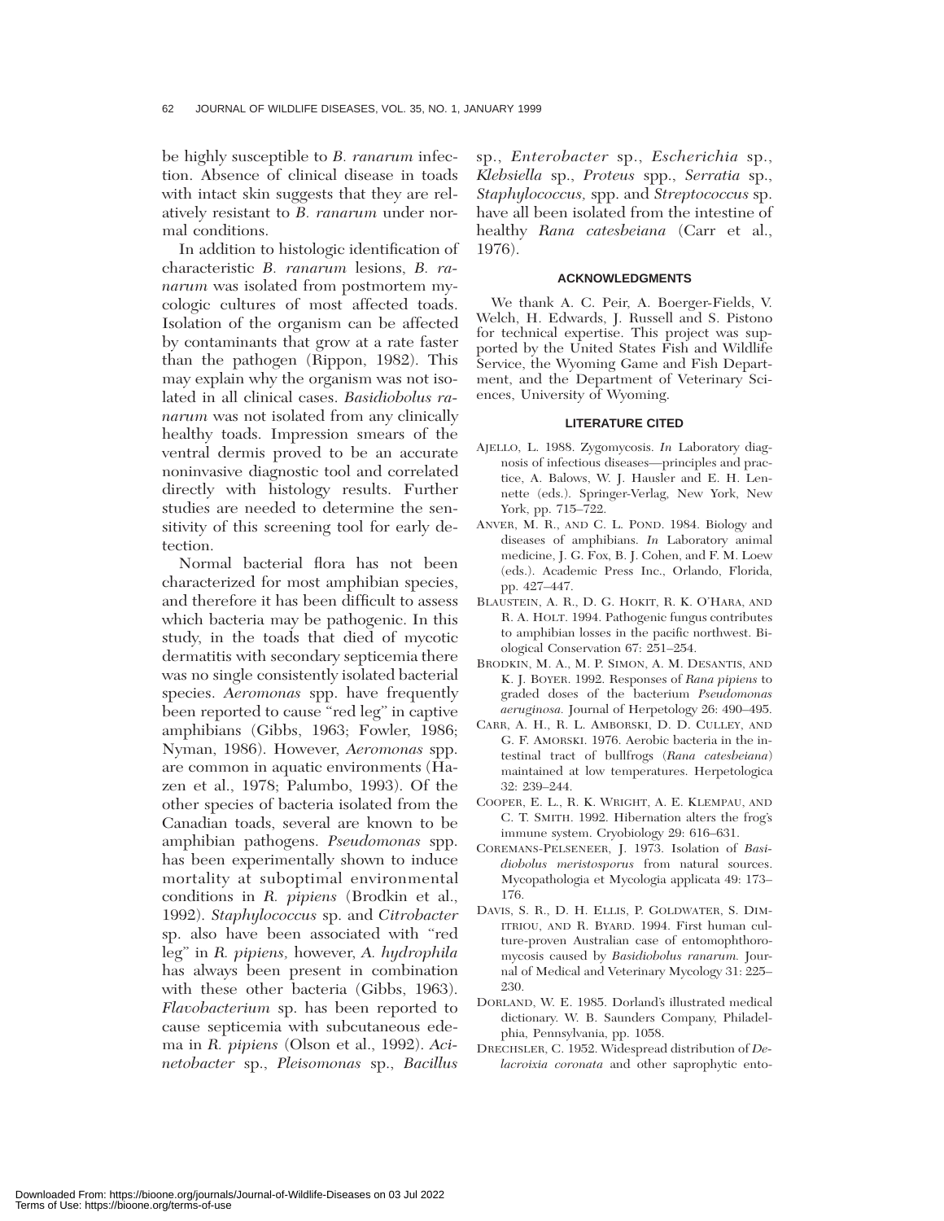be highly susceptible to *B. ranarum* infection. Absence of clinical disease in toads with intact skin suggests that they are relatively resistant to *B. ranarum* under normal conditions.

In addition to histologic identification of characteristic *B. ranarum* lesions, *B. ranarum* was isolated from postmortem mycologic cultures of most affected toads. Isolation of the organism can be affected by contaminants that grow at a rate faster than the pathogen (Rippon, 1982). This may explain why the organism was not isolated in all clinical cases. *Basidiobolus ranarum* was not isolated from any clinically healthy toads. Impression smears of the ventral dermis proved to be an accurate noninvasive diagnostic tool and correlated directly with histology results. Further studies are needed to determine the sensitivity of this screening tool for early detection.

Normal bacterial flora has not been characterized for most amphibian species, and therefore it has been difficult to assess which bacteria may be pathogenic. In this study, in the toads that died of mycotic dermatitis with secondary septicemia there was no single consistently isolated bacterial species. *Aeromonas* spp. have frequently been reported to cause "red leg" in captive amphibians (Gibbs, 1963; Fowler, 1986; Nyman, 1986). However, *Aeromonas* spp. are common in aquatic environments (Hazen et al., 1978; Palumbo, 1993). Of the other species of bacteria isolated from the Canadian toads, several are known to be amphibian pathogens. *Pseudomonas* spp. has been experimentally shown to induce mortality at suboptimal environmental conditions in *R. pipiens* (Brodkin et al., 1992). *Staphylococcus* sp. and *Citrobacter* sp. also have been associated with "red leg" in *R. pipiens,* however, *A. hydrophila* has always been present in combination with these other bacteria (Gibbs, 1963). *Flavobacterium* sp. has been reported to cause septicemia with subcutaneous edema in *R. pipiens* (Olson et al., 1992). *Acinetobacter* sp., *Pleisomonas* sp., *Bacillus* sp., *Enterobacter* sp., *Escherichia* sp., *Klebsiella* sp., *Proteus* spp., *Serratia* sp., *Staphylococcus,* spp. and *Streptococcus* sp. have all been isolated from the intestine of healthy *Rana catesbeiana* (Carr et al., 1976).

## ACKNOWLEDGMENTS

We thank A. C. Peir, A. Boerger-Fields, V. Welch, H. Edwards, J. Russell and S. Pistono for technical expertise. This project was supported by the United States Fish and Wildlife Service, the Wyoming Game and Fish Department, and the Department of Veterinary Sciences, University of Wyoming.

## LITERATURE CITED

AJELLO, L. 1988. Zygomycosis. *In* Laboratory diagnosis of infectious diseases—principles and practice, A. Balows, W. J. Hausler and E. H. Lennette (eds.). Springer-Verlag, New York, New York, pp. 715–722.

ANVER, M. R., AND C. L. POND. 1984. Biology and diseases of amphibians. *In* Laboratory animal medicine, J. G. Fox, B. J. Cohen, and F. M. Loew (eds.). Academic Press Inc., Orlando, Florida, pp. 427–447.

BLAUSTEIN, A. R., D. G. HOKIT, R. K. O'HARA, AND R. A. HOLT. 1994. Pathogenic fungus contributes to amphibian losses in the pacific northwest. Biological Conservation 67: 251–254.

BRODKIN, M. A., M. P. SIMON, A. M. DESANTIS, AND K. J. BOYER. 1992. Responses of *Rana pipiens* to graded doses of the bacterium *Pseudomonas aeruginosa.* Journal of Herpetology 26: 490–495.

CARR, A. H., R. L. AMBORSKI, D. D. CULLEY, AND G. F. AMORSKI. 1976. Aerobic bacteria in the intestinal tract of bullfrogs (*Rana catesbeiana*) maintained at low temperatures. Herpetologica 32: 239–244.

COOPER, E. L., R. K. WRIGHT, A. E. KLEMPAU, AND C. T. SMITH. 1992. Hibernation alters the frog's immune system. Cryobiology 29: 616–631.

COREMANS-PELSENEER, J. 1973. Isolation of *Basidiobolus meristosporus* from natural sources. Mycopathologia et Mycologia applicata 49: 173–176.

DAVIS, S. R., D. H. ELLIS, P. GOLDWATER, S. DIMITRIOU, AND R. BYARD. 1994. First human culture-proven Australian case of entomophthoromycosis caused by *Basidiobolus ranarum.* Journal of Medical and Veterinary Mycology 31: 225–230.

DORLAND, W. E. 1985. Dorland's illustrated medical dictionary. W. B. Saunders Company, Philadelphia, Pennsylvania, pp. 1058.

DRECHSLER, C. 1952. Widespread distribution of *Delacroixia coronata* and other saprophytic ento-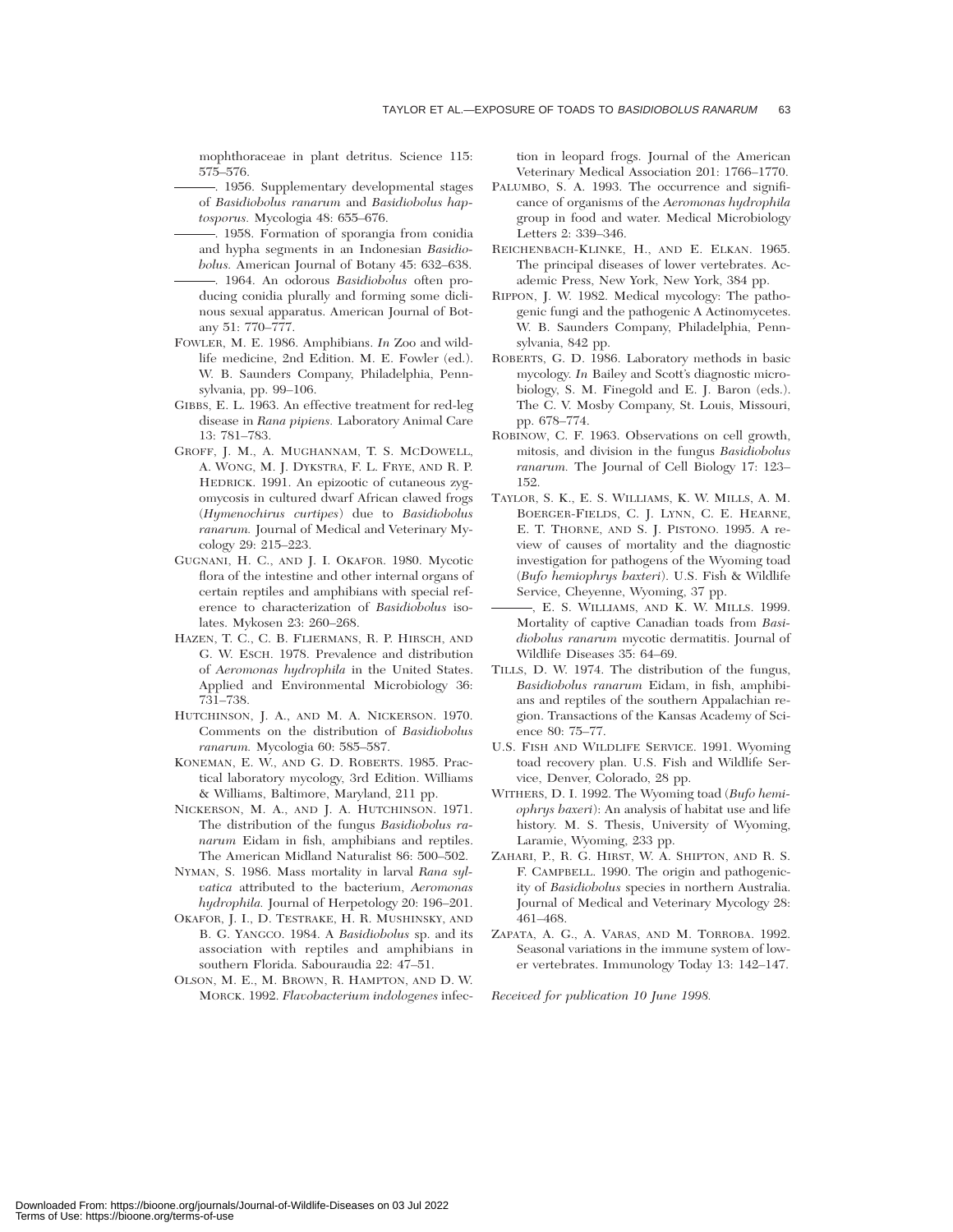mophthoraceae in plant detritus. Science 115: 575–576.

———. 1956. Supplementary developmental stages of *Basidiobolus ranarum* and *Basidiobolus haptosporus.* Mycologia 48: 655–676.

———. 1958. Formation of sporangia from conidia and hypha segments in an Indonesian *Basidiobolus.* American Journal of Botany 45: 632–638.

———. 1964. An odorous *Basidiobolus* often producing conidia plurally and forming some diclinous sexual apparatus. American Journal of Botany 51: 770–777.

FOWLER, M. E. 1986. Amphibians. *In* Zoo and wildlife medicine, 2nd Edition. M. E. Fowler (ed.). W. B. Saunders Company, Philadelphia, Pennsylvania, pp. 99–106.

GIBBS, E. L. 1963. An effective treatment for red-leg disease in *Rana pipiens.* Laboratory Animal Care 13: 781–783.

GROFF, J. M., A. MUGHANNAM, T. S. MCDOWELL, A. WONG, M. J. DYKSTRA, F. L. FRYE, AND R. P. HEDRICK. 1991. An epizootic of cutaneous zygomycosis in cultured dwarf African clawed frogs (*Hymenochirus curtipes*) due to *Basidiobolus ranarum.* Journal of Medical and Veterinary Mycology 29: 215–223.

GUGNANI, H. C., AND J. I. OKAFOR. 1980. Mycotic flora of the intestine and other internal organs of certain reptiles and amphibians with special reference to characterization of *Basidiobolus* isolates. Mykosen 23: 260–268.

HAZEN, T. C., C. B. FLIERMANS, R. P. HIRSCH, AND G. W. ESCH. 1978. Prevalence and distribution of *Aeromonas hydrophila* in the United States. Applied and Environmental Microbiology 36: 731–738.

HUTCHINSON, J. A., AND M. A. NICKERSON. 1970. Comments on the distribution of *Basidiobolus ranarum.* Mycologia 60: 585–587.

KONEMAN, E. W., AND G. D. ROBERTS. 1985. Practical laboratory mycology, 3rd Edition. Williams & Williams, Baltimore, Maryland, 211 pp.

NICKERSON, M. A., AND J. A. HUTCHINSON. 1971. The distribution of the fungus *Basidiobolus ranarum* Eidam in fish, amphibians and reptiles. The American Midland Naturalist 86: 500–502.

NYMAN, S. 1986. Mass mortality in larval *Rana sylvatica* attributed to the bacterium, *Aeromonas hydrophila.* Journal of Herpetology 20: 196–201.

OKAFOR, J. I., D. TESTRAKE, H. R. MUSHINSKY, AND B. G. YANGCO. 1984. A *Basidiobolus* sp. and its association with reptiles and amphibians in southern Florida. Sabouraudia 22: 47–51.

OLSON, M. E., M. BROWN, R. HAMPTON, AND D. W. MORCK. 1992. *Flavobacterium indologenes* infection in leopard frogs. Journal of the American Veterinary Medical Association 201: 1766–1770.

PALUMBO, S. A. 1993. The occurrence and significance of organisms of the *Aeromonas hydrophila* group in food and water. Medical Microbiology Letters 2: 339–346.

REICHENBACH-KLINKE, H., AND E. ELKAN. 1965. The principal diseases of lower vertebrates. Academic Press, New York, New York, 384 pp.

RIPPON, J. W. 1982. Medical mycology: The pathogenic fungi and the pathogenic A Actinomycetes. W. B. Saunders Company, Philadelphia, Pennsylvania, 842 pp.

ROBERTS, G. D. 1986. Laboratory methods in basic mycology. *In* Bailey and Scott's diagnostic microbiology, S. M. Finegold and E. J. Baron (eds.). The C. V. Mosby Company, St. Louis, Missouri, pp. 678–774.

ROBINOW, C. F. 1963. Observations on cell growth, mitosis, and division in the fungus *Basidiobolus ranarum.* The Journal of Cell Biology 17: 123–152.

TAYLOR, S. K., E. S. WILLIAMS, K. W. MILLS, A. M. BOERGER-FIELDS, C. J. LYNN, C. E. HEARNE, E. T. THORNE, AND S. J. PISTONO. 1995. A review of causes of mortality and the diagnostic investigation for pathogens of the Wyoming toad (*Bufo hemiophrys baxteri*). U.S. Fish & Wildlife Service, Cheyenne, Wyoming, 37 pp.

———, E. S. WILLIAMS, AND K. W. MILLS. 1999. Mortality of captive Canadian toads from *Basidiobolus ranarum* mycotic dermatitis. Journal of Wildlife Diseases 35: 64–69.

TILLS, D. W. 1974. The distribution of the fungus, *Basidiobolus ranarum* Eidam, in fish, amphibians and reptiles of the southern Appalachian region. Transactions of the Kansas Academy of Science 80: 75–77.

U.S. FISH AND WILDLIFE SERVICE. 1991. Wyoming toad recovery plan. U.S. Fish and Wildlife Service, Denver, Colorado, 28 pp.

WITHERS, D. I. 1992. The Wyoming toad (*Bufo hemiophrys baxeri*): An analysis of habitat use and life history. M. S. Thesis, University of Wyoming, Laramie, Wyoming, 233 pp.

ZAHARI, P., R. G. HIRST, W. A. SHIPTON, AND R. S. F. CAMPBELL. 1990. The origin and pathogenicity of *Basidiobolus* species in northern Australia. Journal of Medical and Veterinary Mycology 28: 461–468.

ZAPATA, A. G., A. VARAS, AND M. TORROBA. 1992. Seasonal variations in the immune system of lower vertebrates. Immunology Today 13: 142–147.

*Received for publication 10 June 1998.*